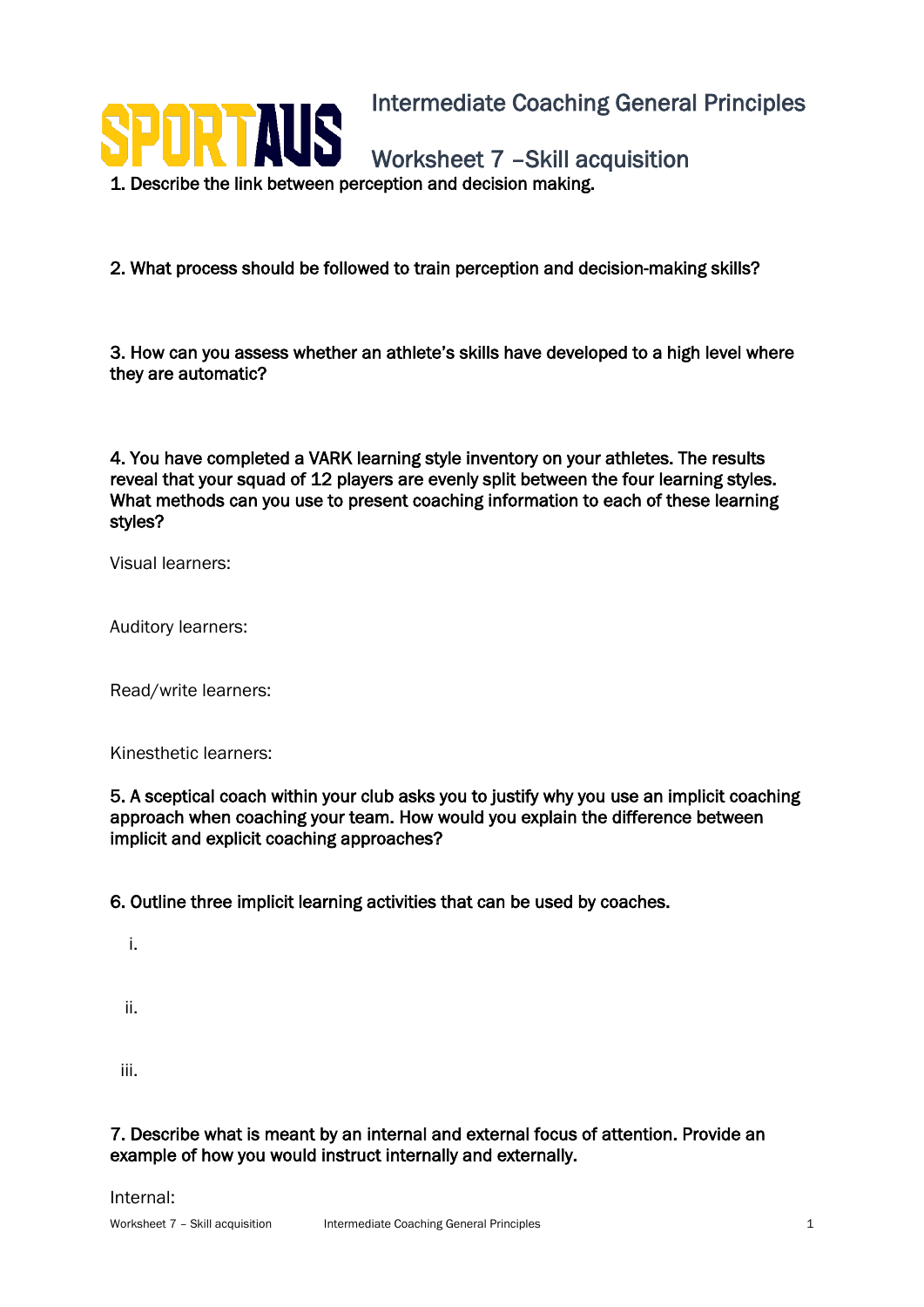SPORTAUS

# Intermediate Coaching General Principles

## Worksheet 7 –Skill acquisition

**1. Describe the link between perception and decision making.**

**2. What process should be followed to train perception and decision-making skills?**

**3. How can you assess whether an athlete's skills have developed to a high level where they are automatic?**

**4. You have completed a VARK learning style inventory on your athletes. The results reveal that your squad of 12 players are evenly split between the four learning styles. What methods can you use to present coaching information to each of these learning styles?**

Visual learners:

Auditory learners:

Read/write learners:

Kinesthetic learners:

**5. A sceptical coach within your club asks you to justify why you use an implicit coaching approach when coaching your team. How would you explain the difference between implicit and explicit coaching approaches?**

**6. Outline three implicit learning activities that can be used by coaches.**

i.

ii.

iii.

**7. Describe what is meant by an internal and external focus of attention. Provide an example of how you would instruct internally and externally.**

Internal: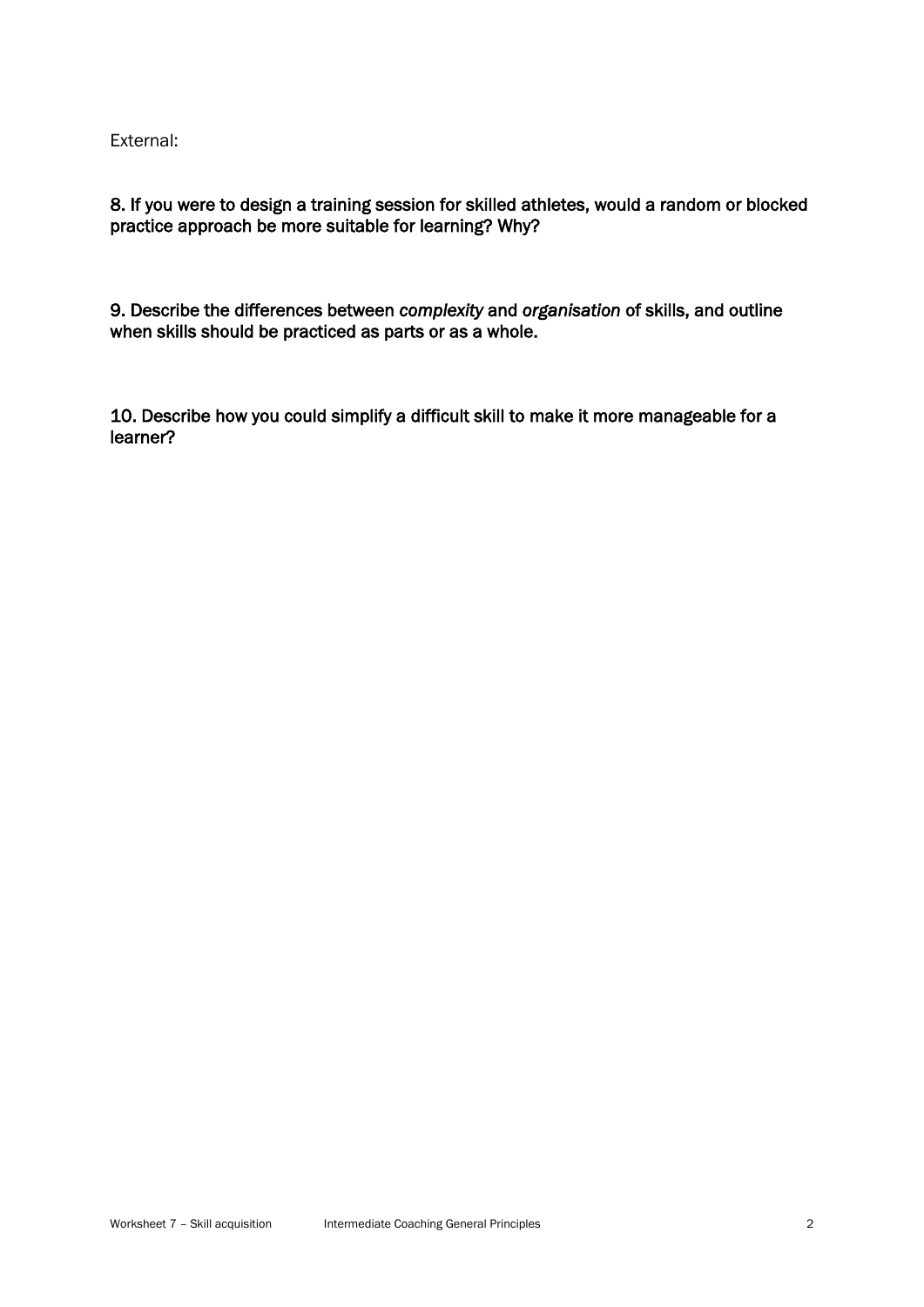External:

**8. If you were to design a training session for skilled athletes, would a random or blocked practice approach be more suitable for learning? Why?**

**9. Describe the differences between *complexity* and *organisation* of skills, and outline when skills should be practiced as parts or as a whole.**

**10. Describe how you could simplify a difficult skill to make it more manageable for a learner?**